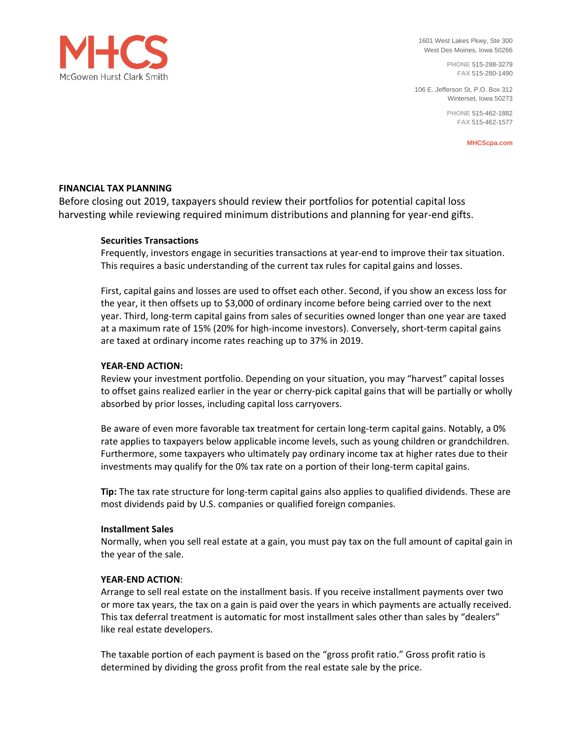MHCS
McGowen Hurst Clark Smith

1601 West Lakes Pkwy, Ste 300
West Des Moines, Iowa 50266

PHONE 515-288-3279
FAX 515-280-1490

106 E. Jefferson St, P.O. Box 312
Winterset, Iowa 50273

PHONE 515-462-1882
FAX 515-462-1577

MHCScpa.com

## FINANCIAL TAX PLANNING

Before closing out 2019, taxpayers should review their portfolios for potential capital loss harvesting while reviewing required minimum distributions and planning for year-end gifts.

### Securities Transactions

Frequently, investors engage in securities transactions at year-end to improve their tax situation. This requires a basic understanding of the current tax rules for capital gains and losses.

First, capital gains and losses are used to offset each other. Second, if you show an excess loss for the year, it then offsets up to $3,000 of ordinary income before being carried over to the next year. Third, long-term capital gains from sales of securities owned longer than one year are taxed at a maximum rate of 15% (20% for high-income investors). Conversely, short-term capital gains are taxed at ordinary income rates reaching up to 37% in 2019.

**YEAR-END ACTION:**

Review your investment portfolio. Depending on your situation, you may "harvest" capital losses to offset gains realized earlier in the year or cherry-pick capital gains that will be partially or wholly absorbed by prior losses, including capital loss carryovers.

Be aware of even more favorable tax treatment for certain long-term capital gains. Notably, a 0% rate applies to taxpayers below applicable income levels, such as young children or grandchildren. Furthermore, some taxpayers who ultimately pay ordinary income tax at higher rates due to their investments may qualify for the 0% tax rate on a portion of their long-term capital gains.

**Tip:** The tax rate structure for long-term capital gains also applies to qualified dividends. These are most dividends paid by U.S. companies or qualified foreign companies.

### Installment Sales

Normally, when you sell real estate at a gain, you must pay tax on the full amount of capital gain in the year of the sale.

**YEAR-END ACTION**:

Arrange to sell real estate on the installment basis. If you receive installment payments over two or more tax years, the tax on a gain is paid over the years in which payments are actually received. This tax deferral treatment is automatic for most installment sales other than sales by "dealers" like real estate developers.

The taxable portion of each payment is based on the "gross profit ratio." Gross profit ratio is determined by dividing the gross profit from the real estate sale by the price.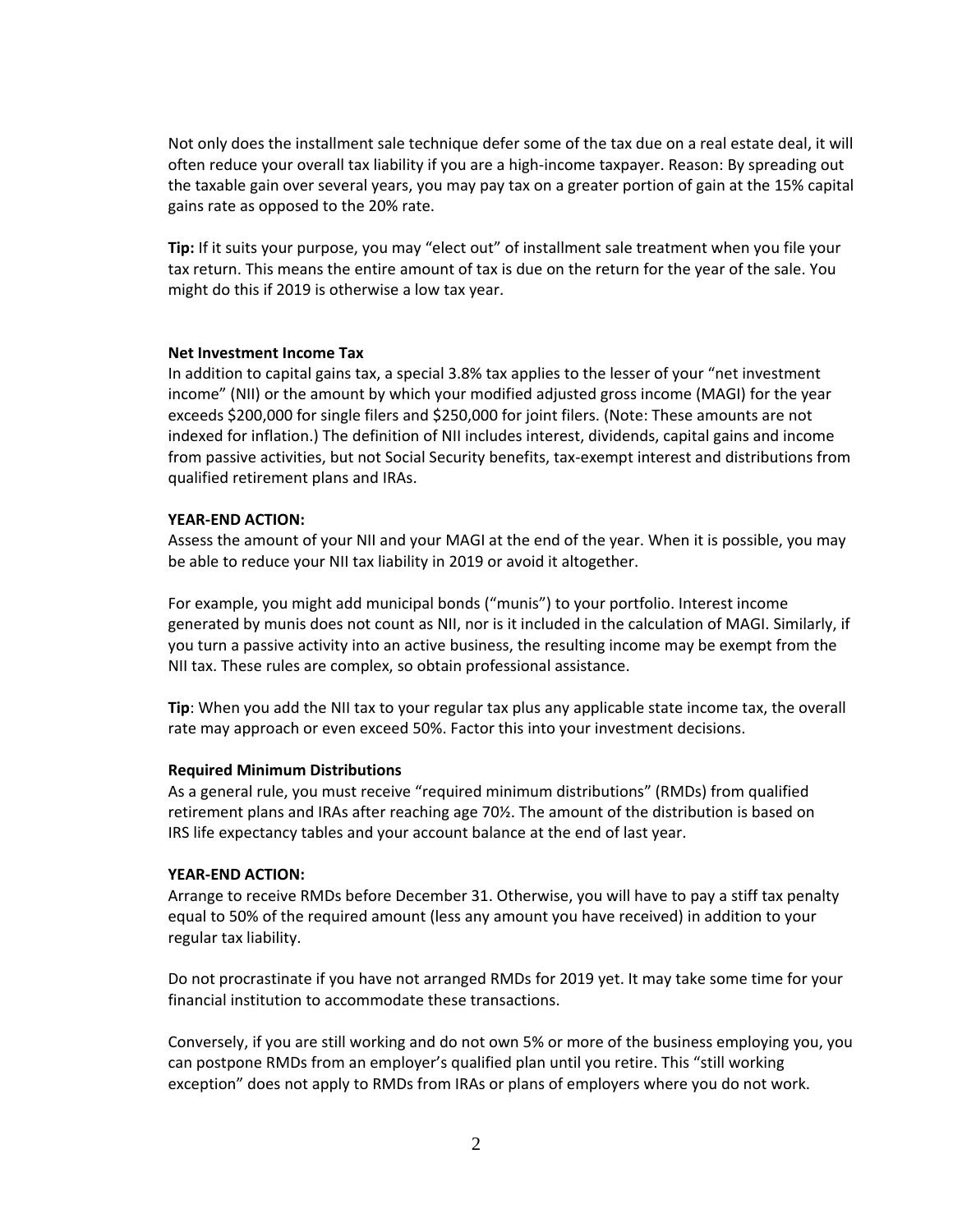Not only does the installment sale technique defer some of the tax due on a real estate deal, it will often reduce your overall tax liability if you are a high-income taxpayer. Reason: By spreading out the taxable gain over several years, you may pay tax on a greater portion of gain at the 15% capital gains rate as opposed to the 20% rate.

**Tip:** If it suits your purpose, you may "elect out" of installment sale treatment when you file your tax return. This means the entire amount of tax is due on the return for the year of the sale. You might do this if 2019 is otherwise a low tax year.

**Net Investment Income Tax**

In addition to capital gains tax, a special 3.8% tax applies to the lesser of your "net investment income" (NII) or the amount by which your modified adjusted gross income (MAGI) for the year exceeds $200,000 for single filers and $250,000 for joint filers. (Note: These amounts are not indexed for inflation.) The definition of NII includes interest, dividends, capital gains and income from passive activities, but not Social Security benefits, tax-exempt interest and distributions from qualified retirement plans and IRAs.

**YEAR-END ACTION:**

Assess the amount of your NII and your MAGI at the end of the year. When it is possible, you may be able to reduce your NII tax liability in 2019 or avoid it altogether.

For example, you might add municipal bonds ("munis") to your portfolio. Interest income generated by munis does not count as NII, nor is it included in the calculation of MAGI. Similarly, if you turn a passive activity into an active business, the resulting income may be exempt from the NII tax. These rules are complex, so obtain professional assistance.

**Tip**: When you add the NII tax to your regular tax plus any applicable state income tax, the overall rate may approach or even exceed 50%. Factor this into your investment decisions.

**Required Minimum Distributions**

As a general rule, you must receive "required minimum distributions" (RMDs) from qualified retirement plans and IRAs after reaching age 70½. The amount of the distribution is based on IRS life expectancy tables and your account balance at the end of last year.

**YEAR-END ACTION:**

Arrange to receive RMDs before December 31. Otherwise, you will have to pay a stiff tax penalty equal to 50% of the required amount (less any amount you have received) in addition to your regular tax liability.

Do not procrastinate if you have not arranged RMDs for 2019 yet. It may take some time for your financial institution to accommodate these transactions.

Conversely, if you are still working and do not own 5% or more of the business employing you, you can postpone RMDs from an employer's qualified plan until you retire. This "still working exception" does not apply to RMDs from IRAs or plans of employers where you do not work.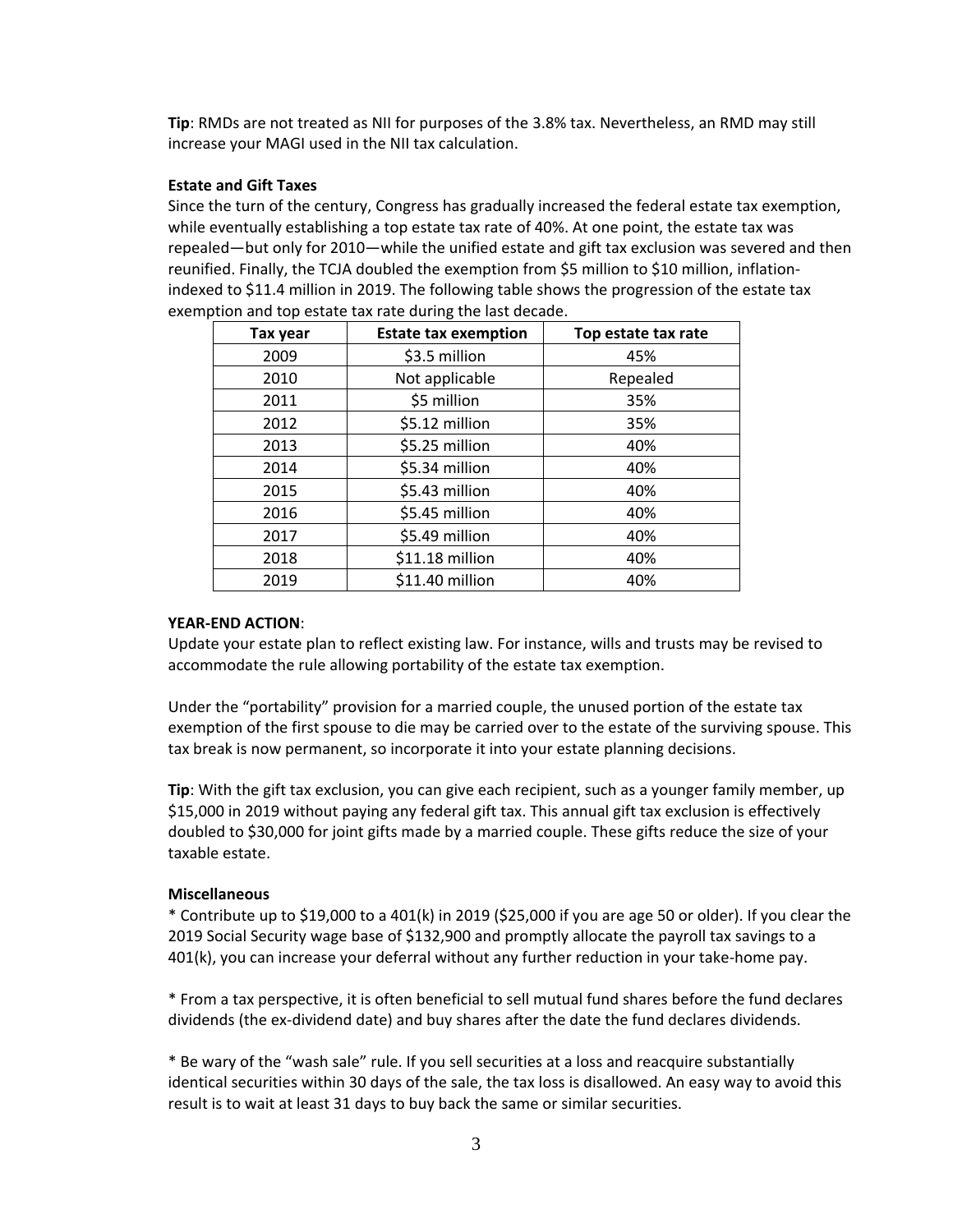**Tip**: RMDs are not treated as NII for purposes of the 3.8% tax. Nevertheless, an RMD may still increase your MAGI used in the NII tax calculation.

**Estate and Gift Taxes**

Since the turn of the century, Congress has gradually increased the federal estate tax exemption, while eventually establishing a top estate tax rate of 40%. At one point, the estate tax was repealed—but only for 2010—while the unified estate and gift tax exclusion was severed and then reunified. Finally, the TCJA doubled the exemption from $5 million to $10 million, inflation-indexed to $11.4 million in 2019. The following table shows the progression of the estate tax exemption and top estate tax rate during the last decade.

| Tax year | Estate tax exemption | Top estate tax rate |
|---|---|---|
| 2009 | $3.5 million | 45% |
| 2010 | Not applicable | Repealed |
| 2011 | $5 million | 35% |
| 2012 | $5.12 million | 35% |
| 2013 | $5.25 million | 40% |
| 2014 | $5.34 million | 40% |
| 2015 | $5.43 million | 40% |
| 2016 | $5.45 million | 40% |
| 2017 | $5.49 million | 40% |
| 2018 | $11.18 million | 40% |
| 2019 | $11.40 million | 40% |

**YEAR-END ACTION**:

Update your estate plan to reflect existing law. For instance, wills and trusts may be revised to accommodate the rule allowing portability of the estate tax exemption.

Under the "portability" provision for a married couple, the unused portion of the estate tax exemption of the first spouse to die may be carried over to the estate of the surviving spouse. This tax break is now permanent, so incorporate it into your estate planning decisions.

**Tip**: With the gift tax exclusion, you can give each recipient, such as a younger family member, up $15,000 in 2019 without paying any federal gift tax. This annual gift tax exclusion is effectively doubled to $30,000 for joint gifts made by a married couple. These gifts reduce the size of your taxable estate.

**Miscellaneous**

* Contribute up to $19,000 to a 401(k) in 2019 ($25,000 if you are age 50 or older). If you clear the 2019 Social Security wage base of $132,900 and promptly allocate the payroll tax savings to a 401(k), you can increase your deferral without any further reduction in your take-home pay.

* From a tax perspective, it is often beneficial to sell mutual fund shares before the fund declares dividends (the ex-dividend date) and buy shares after the date the fund declares dividends.

* Be wary of the "wash sale" rule. If you sell securities at a loss and reacquire substantially identical securities within 30 days of the sale, the tax loss is disallowed. An easy way to avoid this result is to wait at least 31 days to buy back the same or similar securities.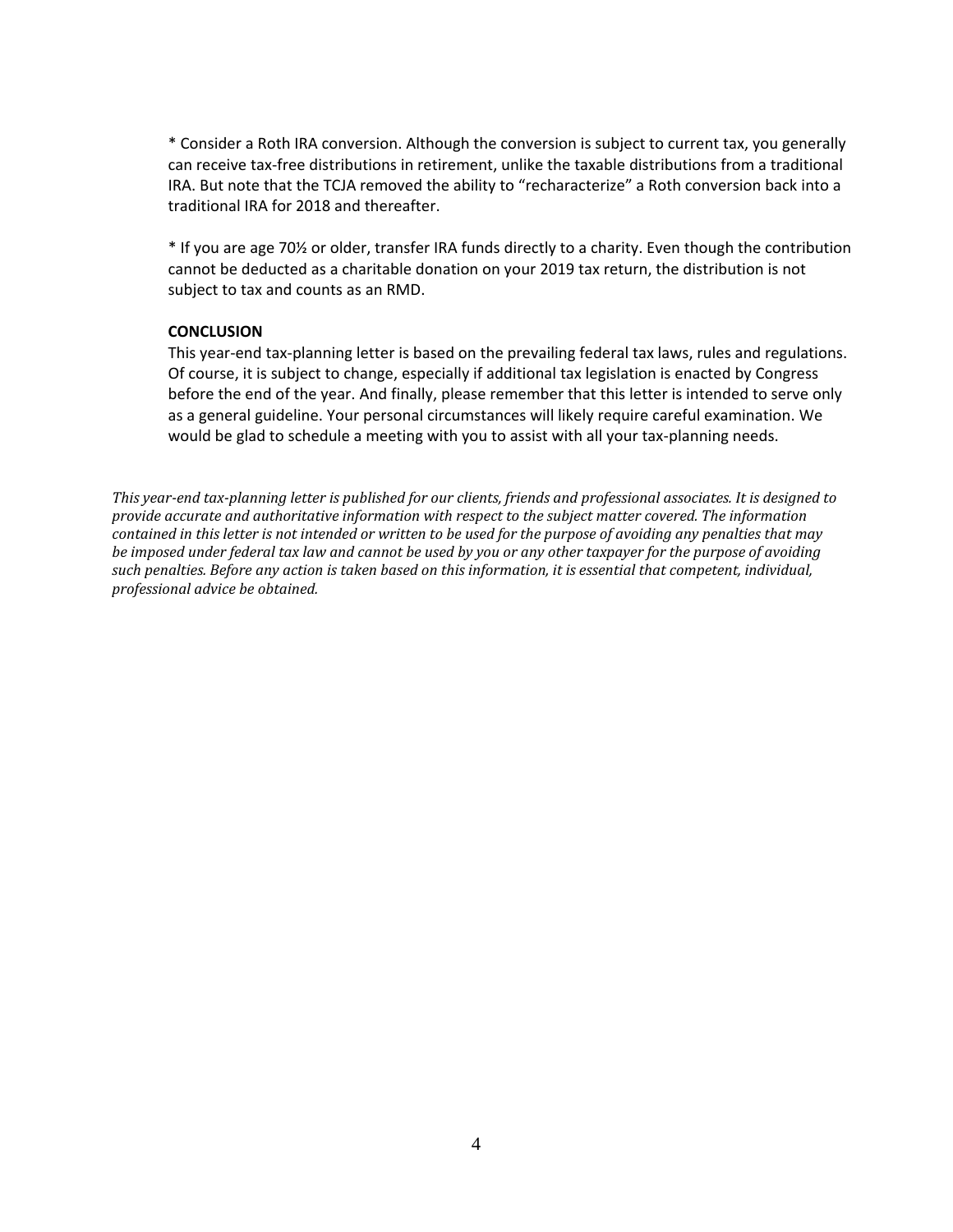* Consider a Roth IRA conversion. Although the conversion is subject to current tax, you generally can receive tax-free distributions in retirement, unlike the taxable distributions from a traditional IRA. But note that the TCJA removed the ability to "recharacterize" a Roth conversion back into a traditional IRA for 2018 and thereafter.

* If you are age 70½ or older, transfer IRA funds directly to a charity. Even though the contribution cannot be deducted as a charitable donation on your 2019 tax return, the distribution is not subject to tax and counts as an RMD.

**CONCLUSION**

This year-end tax-planning letter is based on the prevailing federal tax laws, rules and regulations. Of course, it is subject to change, especially if additional tax legislation is enacted by Congress before the end of the year. And finally, please remember that this letter is intended to serve only as a general guideline. Your personal circumstances will likely require careful examination. We would be glad to schedule a meeting with you to assist with all your tax-planning needs.

*This year-end tax-planning letter is published for our clients, friends and professional associates. It is designed to provide accurate and authoritative information with respect to the subject matter covered. The information contained in this letter is not intended or written to be used for the purpose of avoiding any penalties that may be imposed under federal tax law and cannot be used by you or any other taxpayer for the purpose of avoiding such penalties. Before any action is taken based on this information, it is essential that competent, individual, professional advice be obtained.*